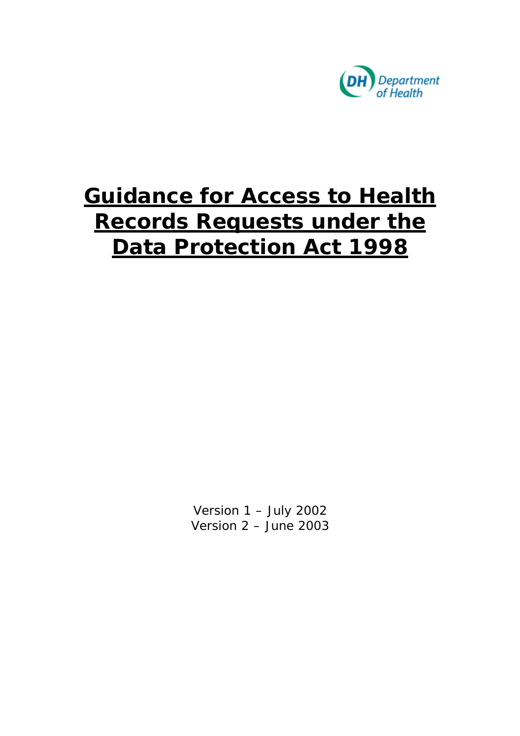Department of Health

# Guidance for Access to Health Records Requests under the Data Protection Act 1998

Version 1 – July 2002
Version 2 – June 2003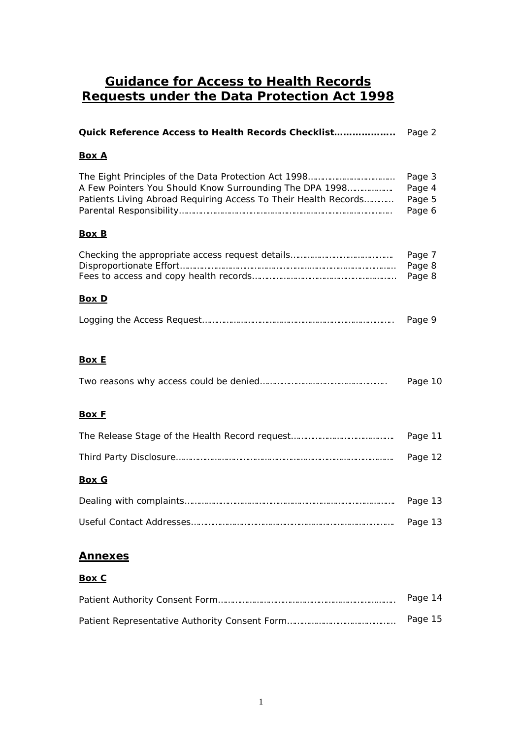# Guidance for Access to Health Records Requests under the Data Protection Act 1998

**Quick Reference Access to Health Records Checklist………………..** Page 2

**Box A**

The Eight Principles of the Data Protection Act 1998…………………………… Page 3
A Few Pointers You Should Know Surrounding The DPA 1998……………… Page 4
Patients Living Abroad Requiring Access To Their Health Records……….. Page 5
Parental Responsibility………………………………………………………………………. Page 6

**Box B**

Checking the appropriate access request details………………………………. Page 7
Disproportionate Effort……………………………………………………………………… Page 8
Fees to access and copy health records……………………………………………… Page 8

**Box D**

Logging the Access Request………………………………………………………………. Page 9

**Box E**

Two reasons why access could be denied………………………………………… Page 10

**Box F**

The Release Stage of the Health Record request………………………………. Page 11

Third Party Disclosure………………………………………………………………………. Page 12

**Box G**

Dealing with complaints……………………………………………………………………. Page 13

Useful Contact Addresses………………………………………………………………….. Page 13

## Annexes

**Box C**

Patient Authority Consent Form…………………………………………………………. Page 14

Patient Representative Authority Consent Form………………………………… Page 15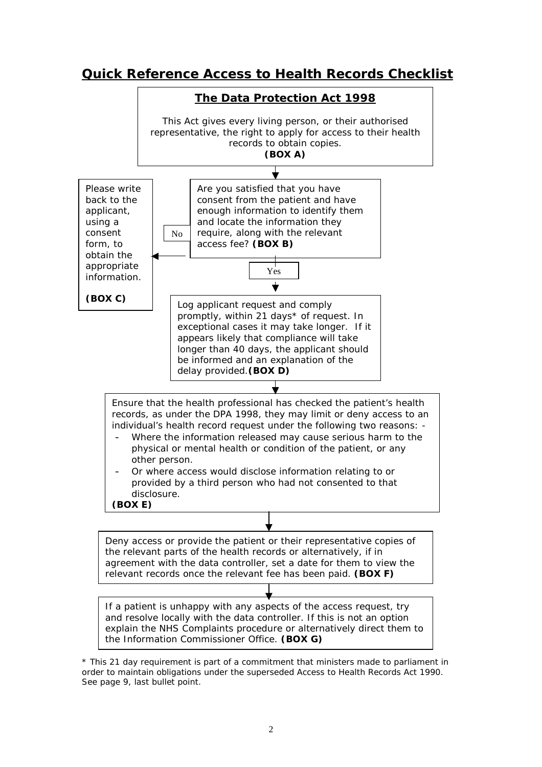# Quick Reference Access to Health Records Checklist

## The Data Protection Act 1998

This Act gives every living person, or their authorised representative, the right to apply for access to their health records to obtain copies.
**(BOX A)**

Are you satisfied that you have consent from the patient and have enough information to identify them and locate the information they require, along with the relevant access fee? **(BOX B)**

No → Please write back to the applicant, using a consent form, to obtain the appropriate information.

**(BOX C)**

Yes ↓

Log applicant request and comply promptly, within 21 days* of request. In exceptional cases it may take longer. If it appears likely that compliance will take longer than 40 days, the applicant should be informed and an explanation of the delay provided. **(BOX D)**

Ensure that the health professional has checked the patient's health records, as under the DPA 1998, they may limit or deny access to an individual's health record request under the following two reasons: -

- Where the information released may cause serious harm to the physical or mental health or condition of the patient, or any other person.
- Or where access would disclose information relating to or provided by a third person who had not consented to that disclosure.

**(BOX E)**

Deny access or provide the patient or their representative copies of the relevant parts of the health records or alternatively, if in agreement with the data controller, set a date for them to view the relevant records once the relevant fee has been paid. **(BOX F)**

If a patient is unhappy with any aspects of the access request, try and resolve locally with the data controller. If this is not an option explain the NHS Complaints procedure or alternatively direct them to the Information Commissioner Office. **(BOX G)**

* This 21 day requirement is part of a commitment that ministers made to parliament in order to maintain obligations under the superseded Access to Health Records Act 1990. See page 9, last bullet point.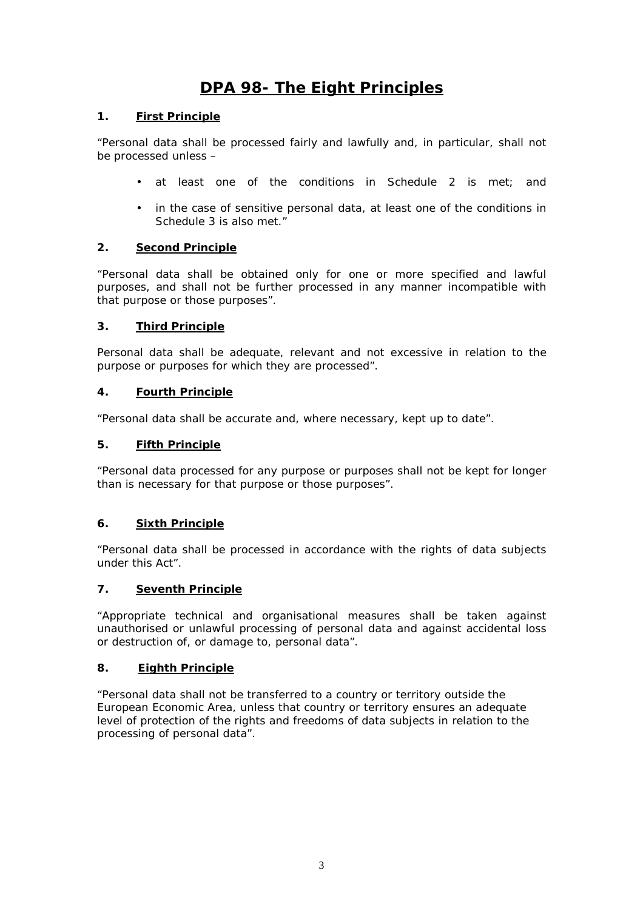# DPA 98- The Eight Principles

## 1. First Principle

"Personal data shall be processed fairly and lawfully and, in particular, shall not be processed unless –

- at least one of the conditions in Schedule 2 is met; and
- in the case of sensitive personal data, at least one of the conditions in Schedule 3 is also met."

## 2. Second Principle

"Personal data shall be obtained only for one or more specified and lawful purposes, and shall not be further processed in any manner incompatible with that purpose or those purposes".

## 3. Third Principle

Personal data shall be adequate, relevant and not excessive in relation to the purpose or purposes for which they are processed".

## 4. Fourth Principle

"Personal data shall be accurate and, where necessary, kept up to date".

## 5. Fifth Principle

"Personal data processed for any purpose or purposes shall not be kept for longer than is necessary for that purpose or those purposes".

## 6. Sixth Principle

"Personal data shall be processed in accordance with the rights of data subjects under this Act".

## 7. Seventh Principle

"Appropriate technical and organisational measures shall be taken against unauthorised or unlawful processing of personal data and against accidental loss or destruction of, or damage to, personal data".

## 8. Eighth Principle

"Personal data shall not be transferred to a country or territory outside the European Economic Area, unless that country or territory ensures an adequate level of protection of the rights and freedoms of data subjects in relation to the processing of personal data".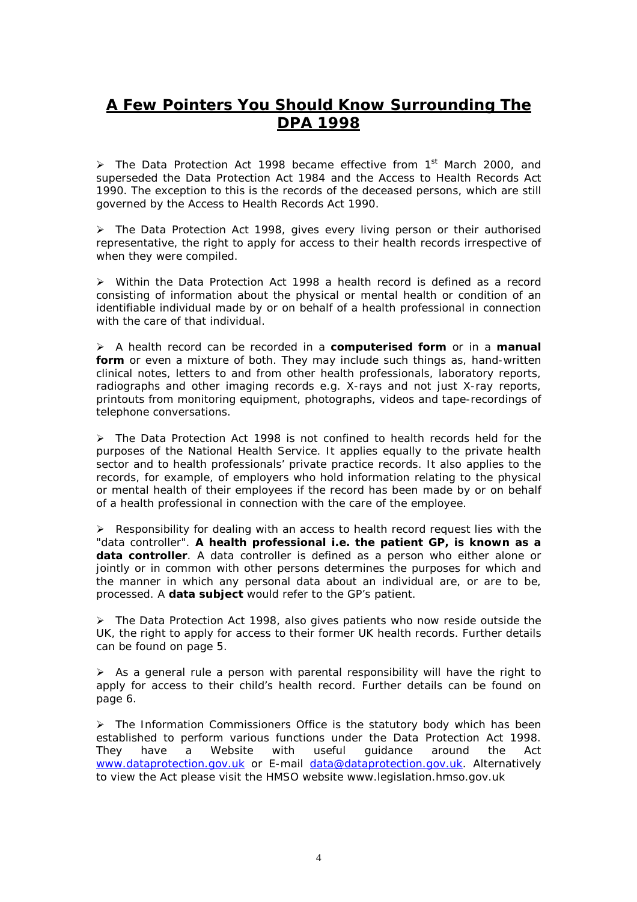# A Few Pointers You Should Know Surrounding The DPA 1998

- The Data Protection Act 1998 became effective from 1st March 2000, and superseded the Data Protection Act 1984 and the Access to Health Records Act 1990. The exception to this is the records of the deceased persons, which are still governed by the Access to Health Records Act 1990.

- The Data Protection Act 1998, gives every living person or their authorised representative, the right to apply for access to their health records irrespective of when they were compiled.

- Within the Data Protection Act 1998 a health record is defined as a record consisting of information about the physical or mental health or condition of an identifiable individual made by or on behalf of a health professional in connection with the care of that individual.

- A health record can be recorded in a **computerised form** or in a **manual form** or even a mixture of both. They may include such things as, hand-written clinical notes, letters to and from other health professionals, laboratory reports, radiographs and other imaging records e.g. X-rays and not just X-ray reports, printouts from monitoring equipment, photographs, videos and tape-recordings of telephone conversations.

- The Data Protection Act 1998 is not confined to health records held for the purposes of the National Health Service. It applies equally to the private health sector and to health professionals' private practice records. It also applies to the records, for example, of employers who hold information relating to the physical or mental health of their employees if the record has been made by or on behalf of a health professional in connection with the care of the employee.

- Responsibility for dealing with an access to health record request lies with the "data controller". **A health professional i.e. the patient GP, is known as a data controller**. A data controller is defined as a person who either alone or jointly or in common with other persons determines the purposes for which and the manner in which any personal data about an individual are, or are to be, processed. A **data subject** would refer to the GP's patient.

- The Data Protection Act 1998, also gives patients who now reside outside the UK, the right to apply for access to their former UK health records. Further details can be found on page 5.

- As a general rule a person with parental responsibility will have the right to apply for access to their child's health record. Further details can be found on page 6.

- The Information Commissioners Office is the statutory body which has been established to perform various functions under the Data Protection Act 1998. They have a Website with useful guidance around the Act [www.dataprotection.gov.uk](www.dataprotection.gov.uk) or E-mail [data@dataprotection.gov.uk](mailto:data@dataprotection.gov.uk). Alternatively to view the Act please visit the HMSO website www.legislation.hmso.gov.uk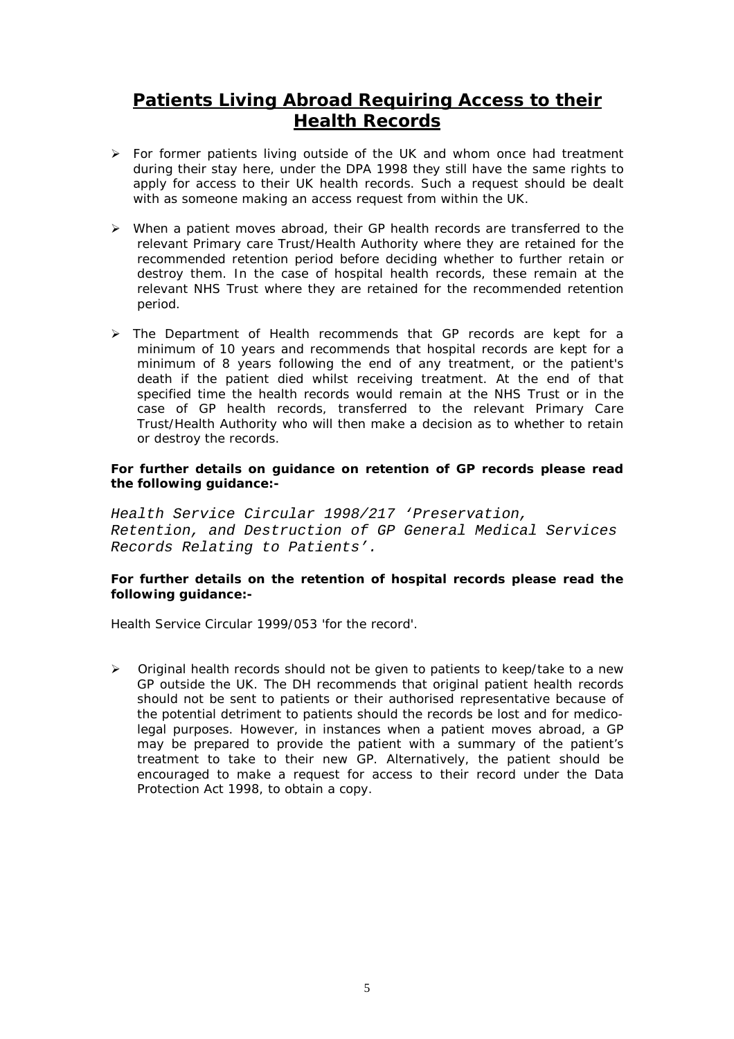## Patients Living Abroad Requiring Access to their Health Records

- For former patients living outside of the UK and whom once had treatment during their stay here, under the DPA 1998 they still have the same rights to apply for access to their UK health records. Such a request should be dealt with as someone making an access request from within the UK.

- When a patient moves abroad, their GP health records are transferred to the relevant Primary care Trust/Health Authority where they are retained for the recommended retention period before deciding whether to further retain or destroy them. In the case of hospital health records, these remain at the relevant NHS Trust where they are retained for the recommended retention period.

- The Department of Health recommends that GP records are kept for a minimum of 10 years and recommends that hospital records are kept for a minimum of 8 years following the end of any treatment, or the patient's death if the patient died whilst receiving treatment. At the end of that specified time the health records would remain at the NHS Trust or in the case of GP health records, transferred to the relevant Primary Care Trust/Health Authority who will then make a decision as to whether to retain or destroy the records.

**For further details on guidance on retention of GP records please read the following guidance:-**

*Health Service Circular 1998/217 'Preservation, Retention, and Destruction of GP General Medical Services Records Relating to Patients'.*

**For further details on the retention of hospital records please read the following guidance:-**

Health Service Circular 1999/053 'for the record'.

- Original health records should not be given to patients to keep/take to a new GP outside the UK. The DH recommends that original patient health records should not be sent to patients or their authorised representative because of the potential detriment to patients should the records be lost and for medico-legal purposes. However, in instances when a patient moves abroad, a GP may be prepared to provide the patient with a summary of the patient's treatment to take to their new GP. Alternatively, the patient should be encouraged to make a request for access to their record under the Data Protection Act 1998, to obtain a copy.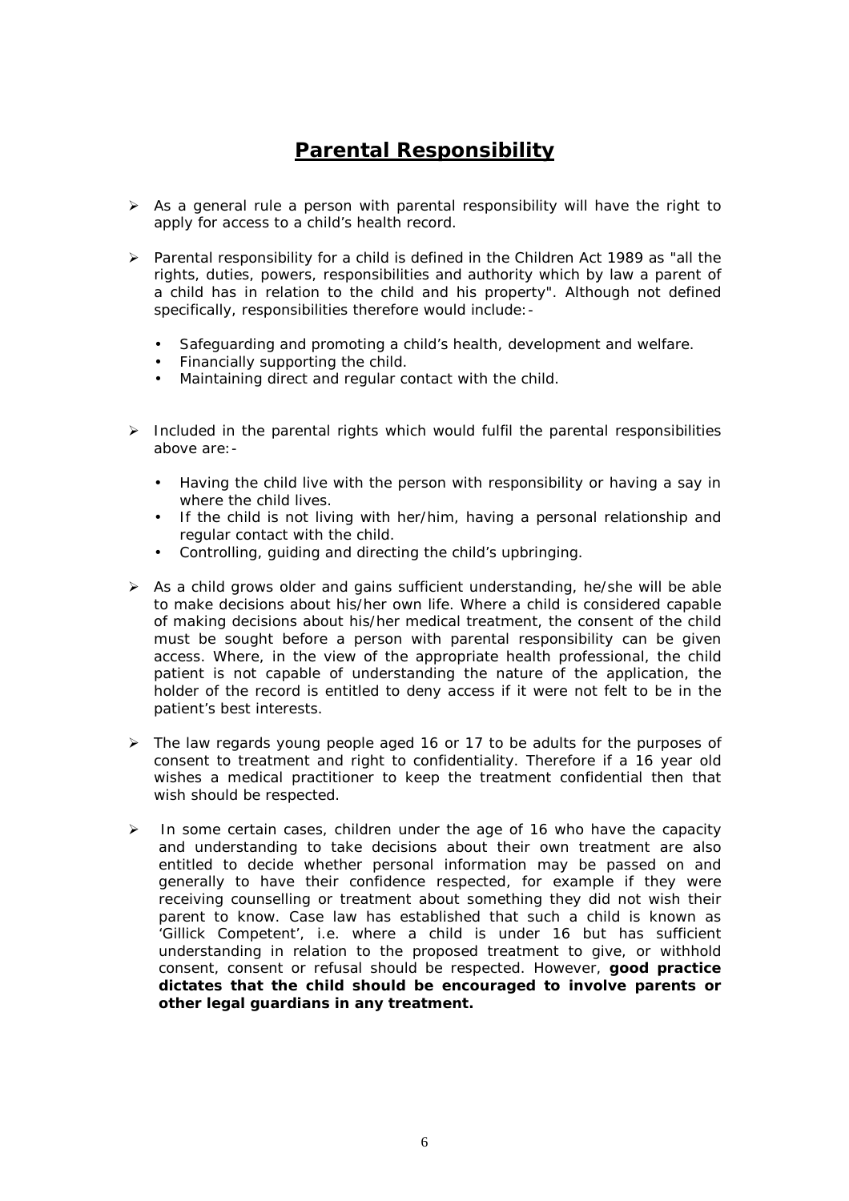# Parental Responsibility

- As a general rule a person with parental responsibility will have the right to apply for access to a child's health record.
- Parental responsibility for a child is defined in the Children Act 1989 as "all the rights, duties, powers, responsibilities and authority which by law a parent of a child has in relation to the child and his property". Although not defined specifically, responsibilities therefore would include:-
  - Safeguarding and promoting a child's health, development and welfare.
  - Financially supporting the child.
  - Maintaining direct and regular contact with the child.
- Included in the parental rights which would fulfil the parental responsibilities above are:-
  - Having the child live with the person with responsibility or having a say in where the child lives.
  - If the child is not living with her/him, having a personal relationship and regular contact with the child.
  - Controlling, guiding and directing the child's upbringing.
- As a child grows older and gains sufficient understanding, he/she will be able to make decisions about his/her own life. Where a child is considered capable of making decisions about his/her medical treatment, the consent of the child must be sought before a person with parental responsibility can be given access. Where, in the view of the appropriate health professional, the child patient is not capable of understanding the nature of the application, the holder of the record is entitled to deny access if it were not felt to be in the patient's best interests.
- The law regards young people aged 16 or 17 to be adults for the purposes of consent to treatment and right to confidentiality. Therefore if a 16 year old wishes a medical practitioner to keep the treatment confidential then that wish should be respected.
- In some certain cases, children under the age of 16 who have the capacity and understanding to take decisions about their own treatment are also entitled to decide whether personal information may be passed on and generally to have their confidence respected, for example if they were receiving counselling or treatment about something they did not wish their parent to know. Case law has established that such a child is known as 'Gillick Competent', i.e. where a child is under 16 but has sufficient understanding in relation to the proposed treatment to give, or withhold consent, consent or refusal should be respected. However, **good practice dictates that the child should be encouraged to involve parents or other legal guardians in any treatment.**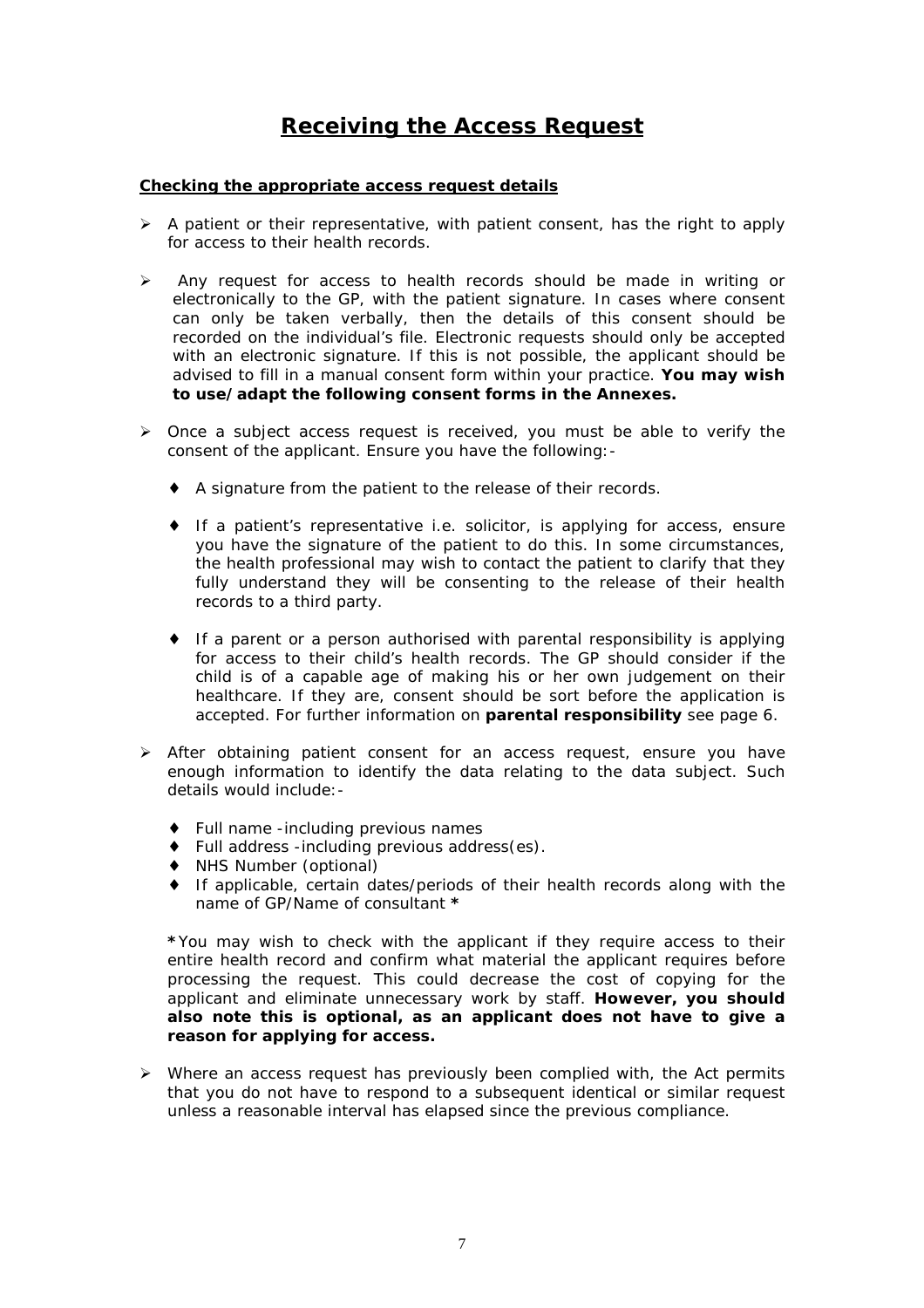# Receiving the Access Request

**Checking the appropriate access request details**

- A patient or their representative, with patient consent, has the right to apply for access to their health records.
- Any request for access to health records should be made in writing or electronically to the GP, with the patient signature. In cases where consent can only be taken verbally, then the details of this consent should be recorded on the individual's file. Electronic requests should only be accepted with an electronic signature. If this is not possible, the applicant should be advised to fill in a manual consent form within your practice. **You may wish to use/adapt the following consent forms in the Annexes.**
- Once a subject access request is received, you must be able to verify the consent of the applicant. Ensure you have the following:-
  - A signature from the patient to the release of their records.
  - If a patient's representative i.e. solicitor, is applying for access, ensure you have the signature of the patient to do this. In some circumstances, the health professional may wish to contact the patient to clarify that they fully understand they will be consenting to the release of their health records to a third party.
  - If a parent or a person authorised with parental responsibility is applying for access to their child's health records. The GP should consider if the child is of a capable age of making his or her own judgement on their healthcare. If they are, consent should be sort before the application is accepted. For further information on **parental responsibility** see page 6.
- After obtaining patient consent for an access request, ensure you have enough information to identify the data relating to the data subject. Such details would include:-
  - Full name -including previous names
  - Full address -including previous address(es).
  - NHS Number (optional)
  - If applicable, certain dates/periods of their health records along with the name of GP/Name of consultant **\***

  **\***You may wish to check with the applicant if they require access to their entire health record and confirm what material the applicant requires before processing the request. This could decrease the cost of copying for the applicant and eliminate unnecessary work by staff. **However, you should also note this is optional, as an applicant does not have to give a reason for applying for access.**
- Where an access request has previously been complied with, the Act permits that you do not have to respond to a subsequent identical or similar request unless a reasonable interval has elapsed since the previous compliance.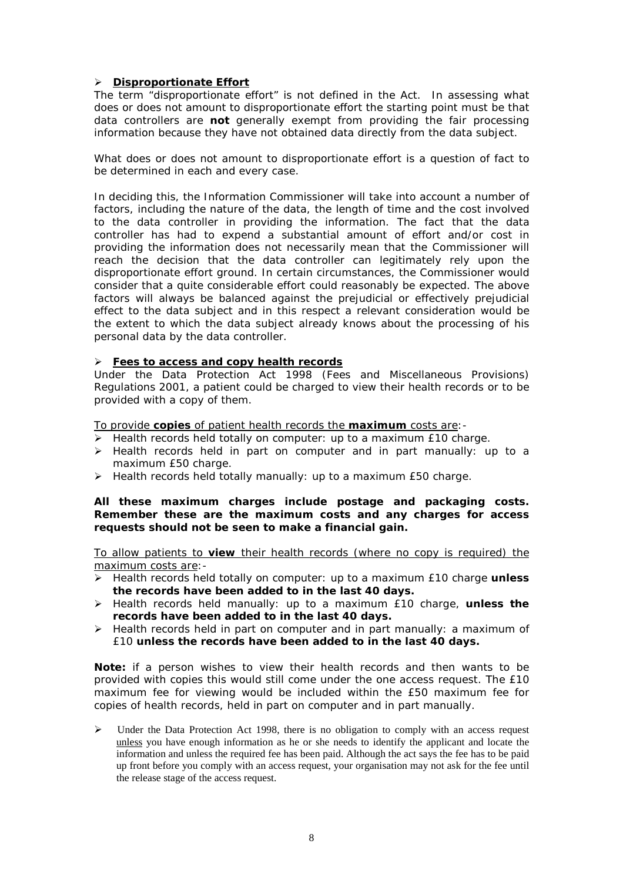- **<u>Disproportionate Effort</u>**

The term "disproportionate effort" is not defined in the Act. In assessing what does or does not amount to disproportionate effort the starting point must be that data controllers are **not** generally exempt from providing the fair processing information because they have not obtained data directly from the data subject.

What does or does not amount to disproportionate effort is a question of fact to be determined in each and every case.

In deciding this, the Information Commissioner will take into account a number of factors, including the nature of the data, the length of time and the cost involved to the data controller in providing the information. The fact that the data controller has had to expend a substantial amount of effort and/or cost in providing the information does not necessarily mean that the Commissioner will reach the decision that the data controller can legitimately rely upon the disproportionate effort ground. In certain circumstances, the Commissioner would consider that a quite considerable effort could reasonably be expected. The above factors will always be balanced against the prejudicial or effectively prejudicial effect to the data subject and in this respect a relevant consideration would be the extent to which the data subject already knows about the processing of his personal data by the data controller.

- **<u>Fees to access and copy health records</u>**

Under the Data Protection Act 1998 (Fees and Miscellaneous Provisions) Regulations 2001, a patient could be charged to view their health records or to be provided with a copy of them.

<u>To provide **copies** of patient health records the **maximum** costs are</u>:-

- Health records held totally on computer: up to a maximum £10 charge.
- Health records held in part on computer and in part manually: up to a maximum £50 charge.
- Health records held totally manually: up to a maximum £50 charge.

**All these maximum charges include postage and packaging costs. Remember these are the maximum costs and any charges for access requests should not be seen to make a financial gain.**

<u>To allow patients to **view** their health records (where no copy is required) the maximum costs are</u>:-

- Health records held totally on computer: up to a maximum £10 charge **unless the records have been added to in the last 40 days.**
- Health records held manually: up to a maximum £10 charge, **unless the records have been added to in the last 40 days.**
- Health records held in part on computer and in part manually: a maximum of £10 **unless the records have been added to in the last 40 days.**

**Note:** if a person wishes to view their health records and then wants to be provided with copies this would still come under the one access request. The £10 maximum fee for viewing would be included within the £50 maximum fee for copies of health records, held in part on computer and in part manually.

- Under the Data Protection Act 1998, there is no obligation to comply with an access request <u>unless</u> you have enough information as he or she needs to identify the applicant and locate the information and unless the required fee has been paid. Although the act says the fee has to be paid up front before you comply with an access request, your organisation may not ask for the fee until the release stage of the access request.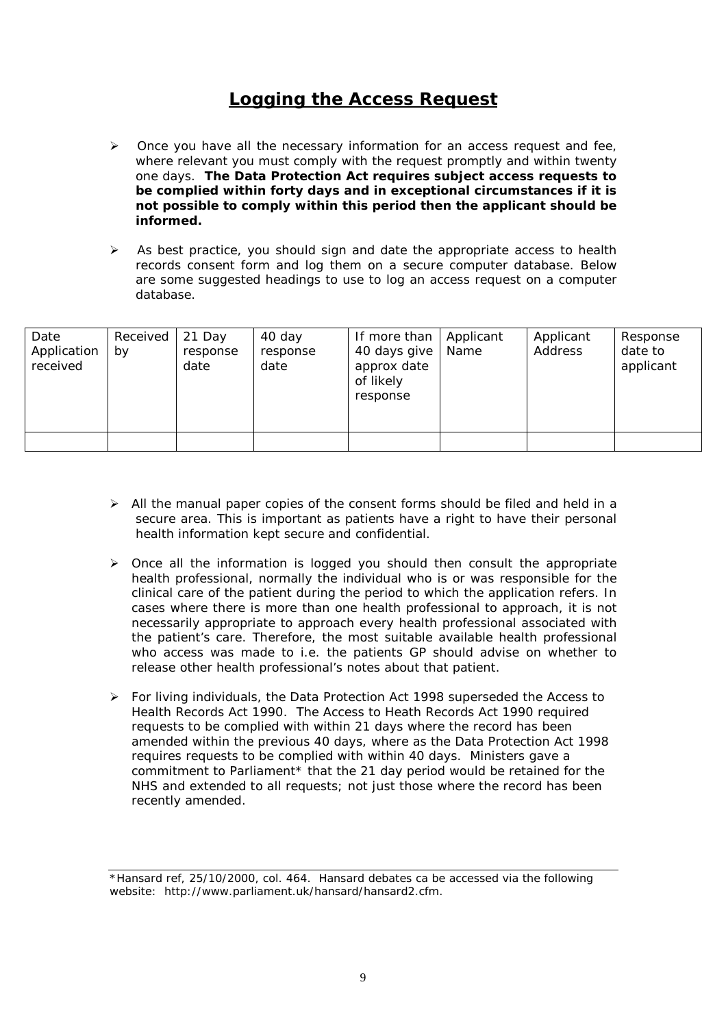# Logging the Access Request

- Once you have all the necessary information for an access request and fee, where relevant you must comply with the request promptly and within twenty one days. **The Data Protection Act requires subject access requests to be complied within forty days and in exceptional circumstances if it is not possible to comply within this period then the applicant should be informed.**

- As best practice, you should sign and date the appropriate access to health records consent form and log them on a secure computer database. Below are some suggested headings to use to log an access request on a computer database.

| Date Application received | Received by | 21 Day response date | 40 day response date | If more than 40 days give approx date of likely response | Applicant Name | Applicant Address | Response date to applicant |
|---|---|---|---|---|---|---|---|
| | | | | | | | |

- All the manual paper copies of the consent forms should be filed and held in a secure area. This is important as patients have a right to have their personal health information kept secure and confidential.

- Once all the information is logged you should then consult the appropriate health professional, normally the individual who is or was responsible for the clinical care of the patient during the period to which the application refers. In cases where there is more than one health professional to approach, it is not necessarily appropriate to approach every health professional associated with the patient's care. Therefore, the most suitable available health professional who access was made to i.e. the patients GP should advise on whether to release other health professional's notes about that patient.

- For living individuals, the Data Protection Act 1998 superseded the Access to Health Records Act 1990. The Access to Heath Records Act 1990 required requests to be complied with within 21 days where the record has been amended within the previous 40 days, where as the Data Protection Act 1998 requires requests to be complied with within 40 days. Ministers gave a commitment to Parliament* that the 21 day period would be retained for the NHS and extended to all requests; not just those where the record has been recently amended.

*Hansard ref, 25/10/2000, col. 464. Hansard debates ca be accessed via the following website: http://www.parliament.uk/hansard/hansard2.cfm.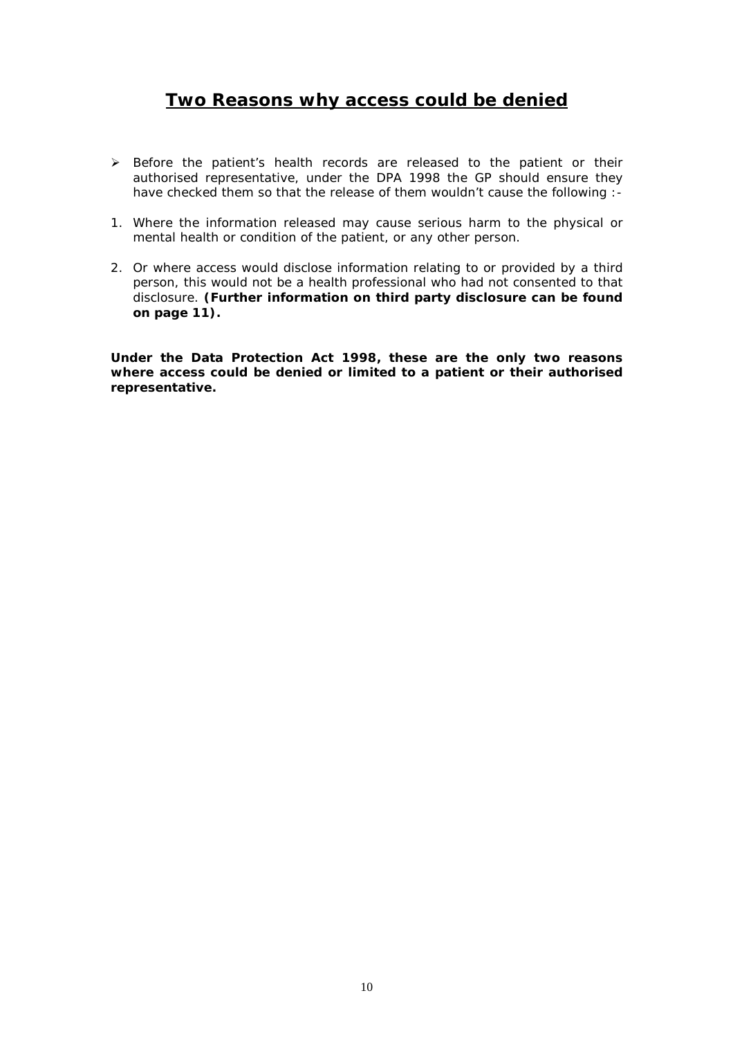## Two Reasons why access could be denied

- Before the patient's health records are released to the patient or their authorised representative, under the DPA 1998 the GP should ensure they have checked them so that the release of them wouldn't cause the following :-

1. Where the information released may cause serious harm to the physical or mental health or condition of the patient, or any other person.

2. Or where access would disclose information relating to or provided by a third person, this would not be a health professional who had not consented to that disclosure. **(Further information on third party disclosure can be found on page 11).**

**Under the Data Protection Act 1998, these are the only two reasons where access could be denied or limited to a patient or their authorised representative.**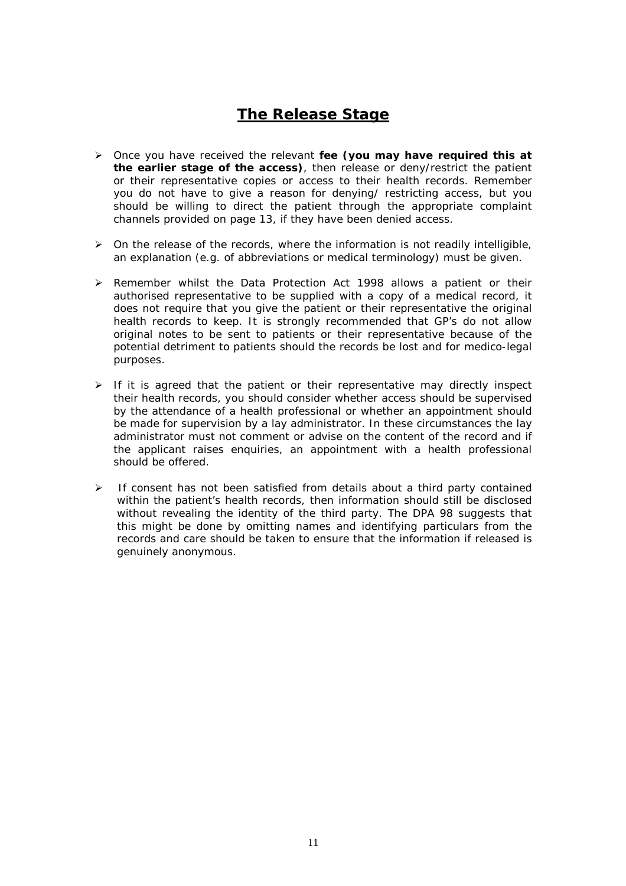# The Release Stage

- Once you have received the relevant **fee (you may have required this at the earlier stage of the access)**, then release or deny/restrict the patient or their representative copies or access to their health records. Remember you do not have to give a reason for denying/ restricting access, but you should be willing to direct the patient through the appropriate complaint channels provided on page 13, if they have been denied access.

- On the release of the records, where the information is not readily intelligible, an explanation (e.g. of abbreviations or medical terminology) must be given.

- Remember whilst the Data Protection Act 1998 allows a patient or their authorised representative to be supplied with a copy of a medical record, it does not require that you give the patient or their representative the original health records to keep. It is strongly recommended that GP's do not allow original notes to be sent to patients or their representative because of the potential detriment to patients should the records be lost and for medico-legal purposes.

- If it is agreed that the patient or their representative may directly inspect their health records, you should consider whether access should be supervised by the attendance of a health professional or whether an appointment should be made for supervision by a lay administrator. In these circumstances the lay administrator must not comment or advise on the content of the record and if the applicant raises enquiries, an appointment with a health professional should be offered.

- If consent has not been satisfied from details about a third party contained within the patient's health records, then information should still be disclosed without revealing the identity of the third party. The DPA 98 suggests that this might be done by omitting names and identifying particulars from the records and care should be taken to ensure that the information if released is genuinely anonymous.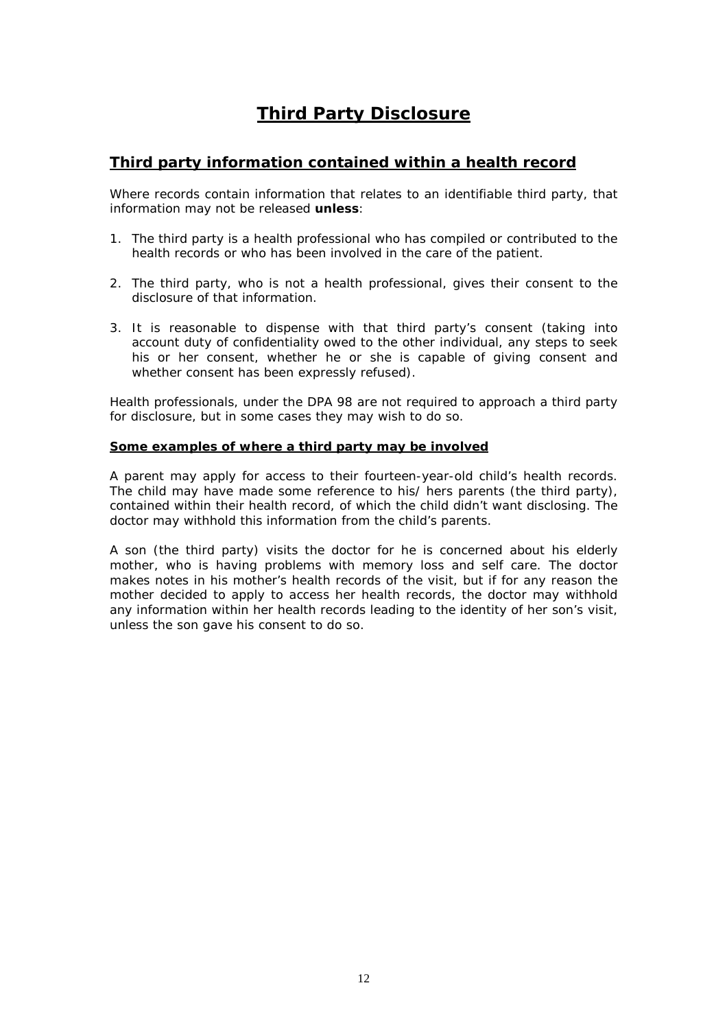# Third Party Disclosure

## Third party information contained within a health record

Where records contain information that relates to an identifiable third party, that information may not be released **unless**:

1. The third party is a health professional who has compiled or contributed to the health records or who has been involved in the care of the patient.

2. The third party, who is not a health professional, gives their consent to the disclosure of that information.

3. It is reasonable to dispense with that third party's consent (taking into account duty of confidentiality owed to the other individual, any steps to seek his or her consent, whether he or she is capable of giving consent and whether consent has been expressly refused).

Health professionals, under the DPA 98 are not required to approach a third party for disclosure, but in some cases they may wish to do so.

### Some examples of where a third party may be involved

A parent may apply for access to their fourteen-year-old child's health records. The child may have made some reference to his/ hers parents (the third party), contained within their health record, of which the child didn't want disclosing. The doctor may withhold this information from the child's parents.

A son (the third party) visits the doctor for he is concerned about his elderly mother, who is having problems with memory loss and self care. The doctor makes notes in his mother's health records of the visit, but if for any reason the mother decided to apply to access her health records, the doctor may withhold any information within her health records leading to the identity of her son's visit, unless the son gave his consent to do so.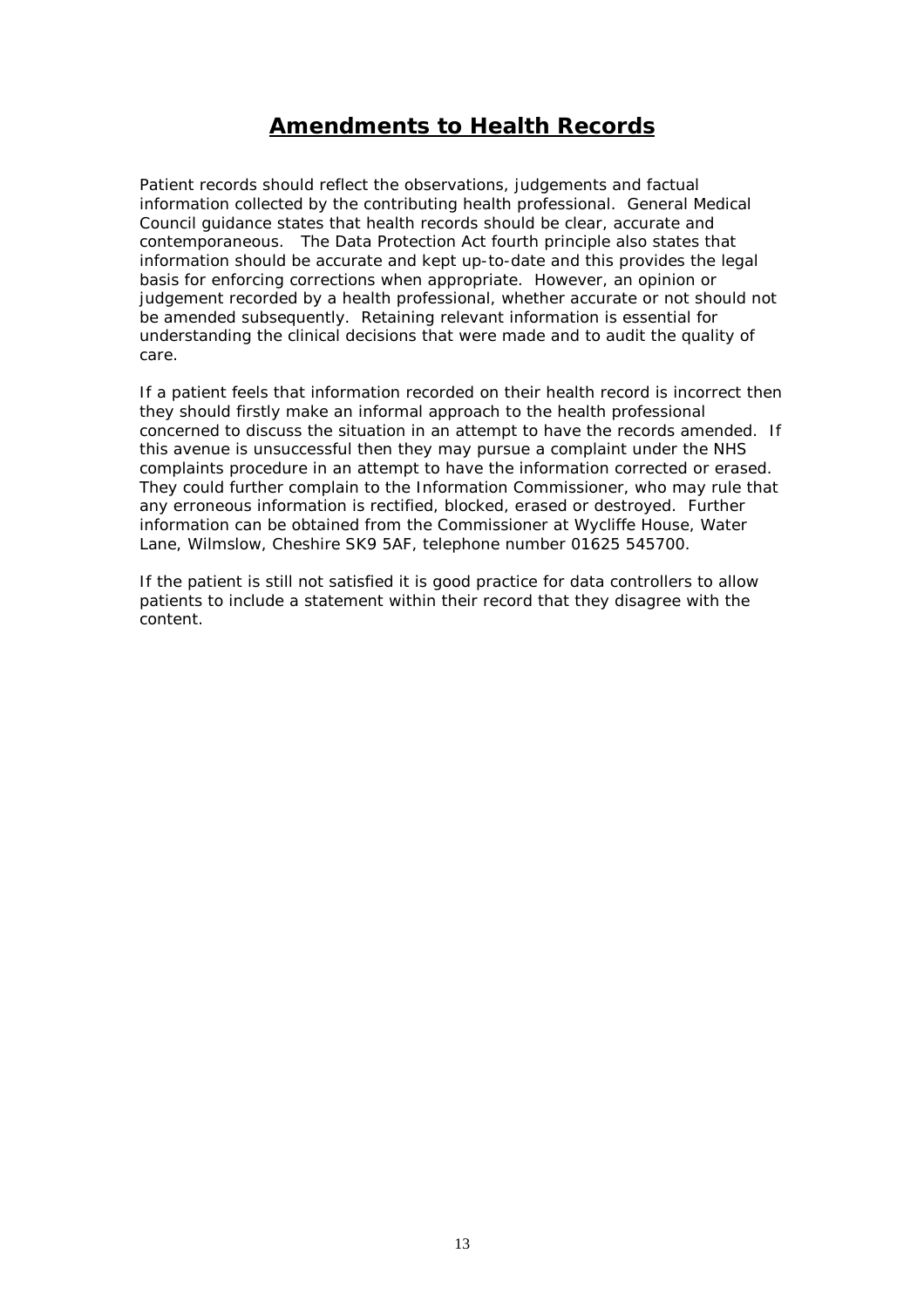## Amendments to Health Records

Patient records should reflect the observations, judgements and factual information collected by the contributing health professional. General Medical Council guidance states that health records should be clear, accurate and contemporaneous. The Data Protection Act fourth principle also states that information should be accurate and kept up-to-date and this provides the legal basis for enforcing corrections when appropriate. However, an opinion or judgement recorded by a health professional, whether accurate or not should not be amended subsequently. Retaining relevant information is essential for understanding the clinical decisions that were made and to audit the quality of care.

If a patient feels that information recorded on their health record is incorrect then they should firstly make an informal approach to the health professional concerned to discuss the situation in an attempt to have the records amended. If this avenue is unsuccessful then they may pursue a complaint under the NHS complaints procedure in an attempt to have the information corrected or erased. They could further complain to the Information Commissioner, who may rule that any erroneous information is rectified, blocked, erased or destroyed. Further information can be obtained from the Commissioner at Wycliffe House, Water Lane, Wilmslow, Cheshire SK9 5AF, telephone number 01625 545700.

If the patient is still not satisfied it is good practice for data controllers to allow patients to include a statement within their record that they disagree with the content.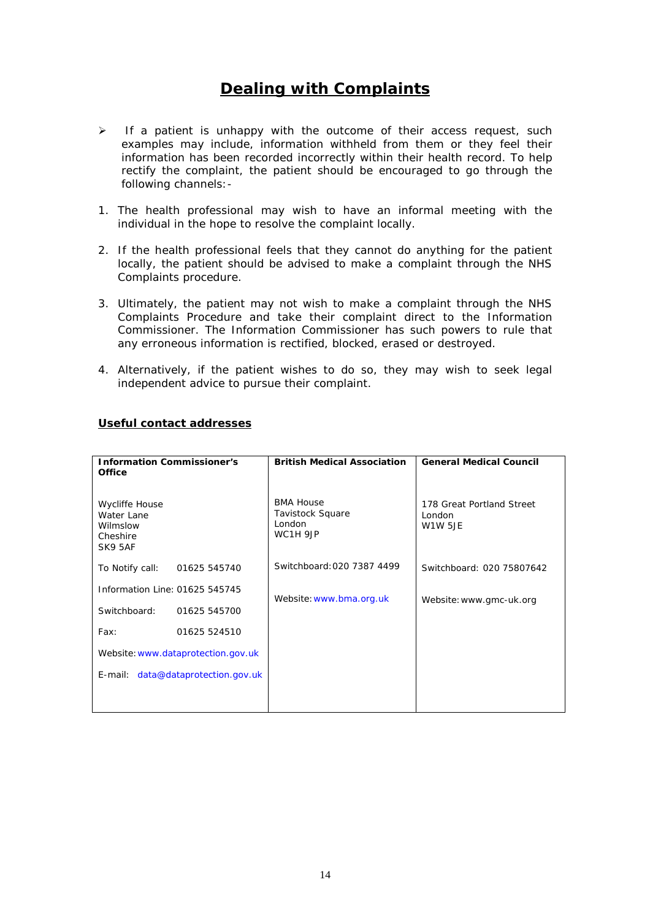# Dealing with Complaints

- If a patient is unhappy with the outcome of their access request, such examples may include, information withheld from them or they feel their information has been recorded incorrectly within their health record. To help rectify the complaint, the patient should be encouraged to go through the following channels:-

1. The health professional may wish to have an informal meeting with the individual in the hope to resolve the complaint locally.

2. If the health professional feels that they cannot do anything for the patient locally, the patient should be advised to make a complaint through the NHS Complaints procedure.

3. Ultimately, the patient may not wish to make a complaint through the NHS Complaints Procedure and take their complaint direct to the Information Commissioner. The Information Commissioner has such powers to rule that any erroneous information is rectified, blocked, erased or destroyed.

4. Alternatively, if the patient wishes to do so, they may wish to seek legal independent advice to pursue their complaint.

## Useful contact addresses

| **Information Commissioner's Office** | **British Medical Association** | **General Medical Council** |
|---|---|---|
| Wycliffe House<br>Water Lane<br>Wilmslow<br>Cheshire<br>SK9 5AF | BMA House<br>Tavistock Square<br>London<br>WC1H 9JP | 178 Great Portland Street<br>London<br>W1W 5JE |
| To Notify call: 01625 545740<br><br>Information Line: 01625 545745<br><br>Switchboard: 01625 545700<br><br>Fax: 01625 524510<br><br>Website: www.dataprotection.gov.uk<br><br>E-mail: data@dataprotection.gov.uk | Switchboard: 020 7387 4499<br><br>Website: www.bma.org.uk | Switchboard: 020 75807642<br><br>Website: www.gmc-uk.org |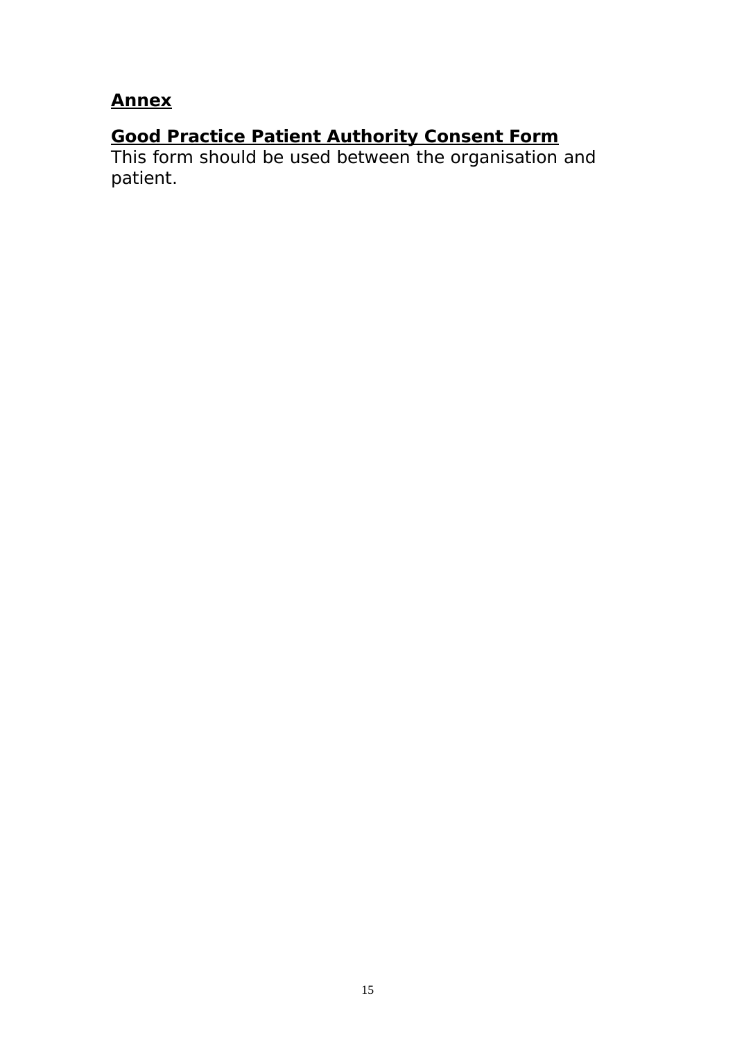## **Annex**

## **Good Practice Patient Authority Consent Form**

This form should be used between the organisation and patient.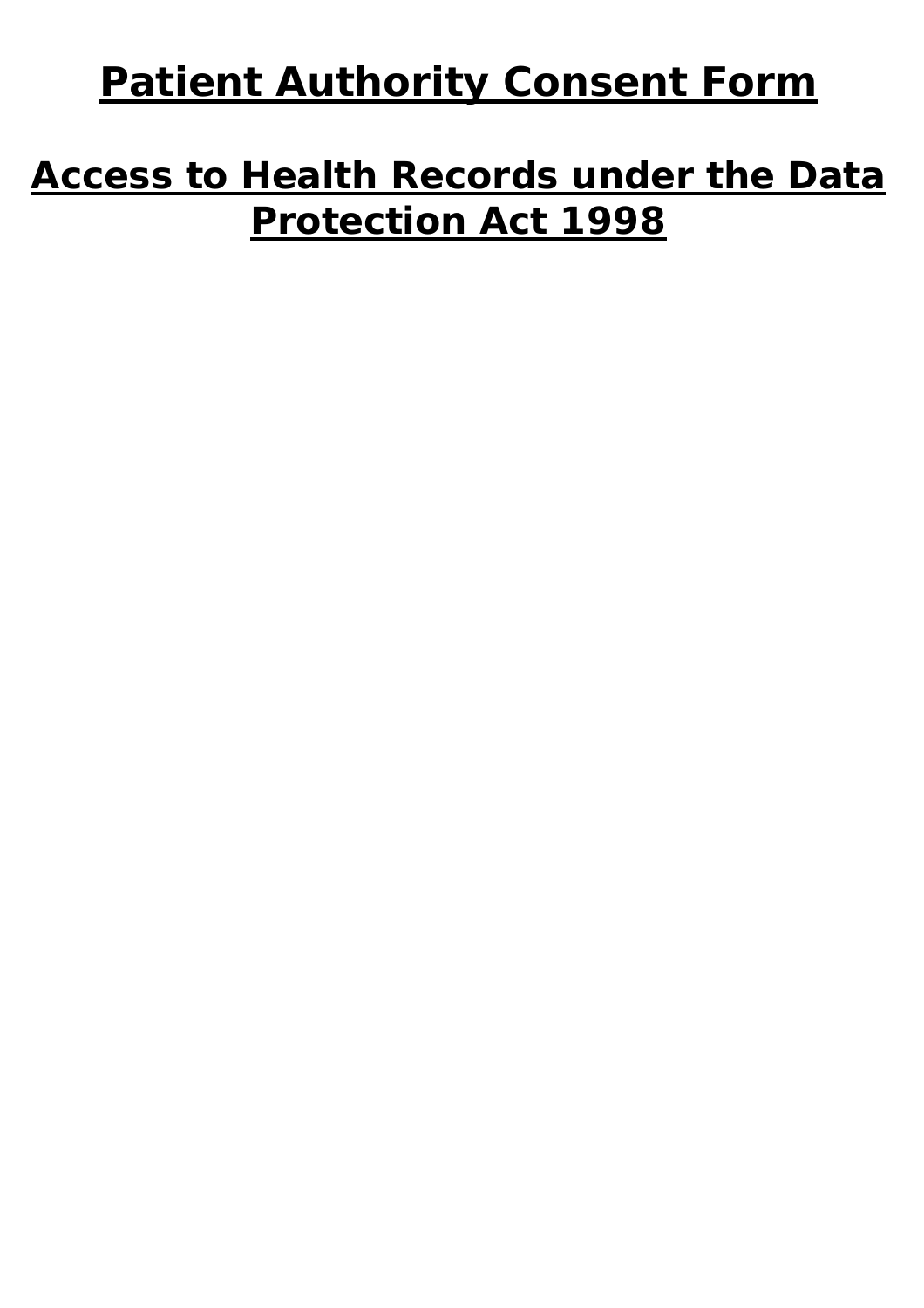# Patient Authority Consent Form

## Access to Health Records under the Data Protection Act 1998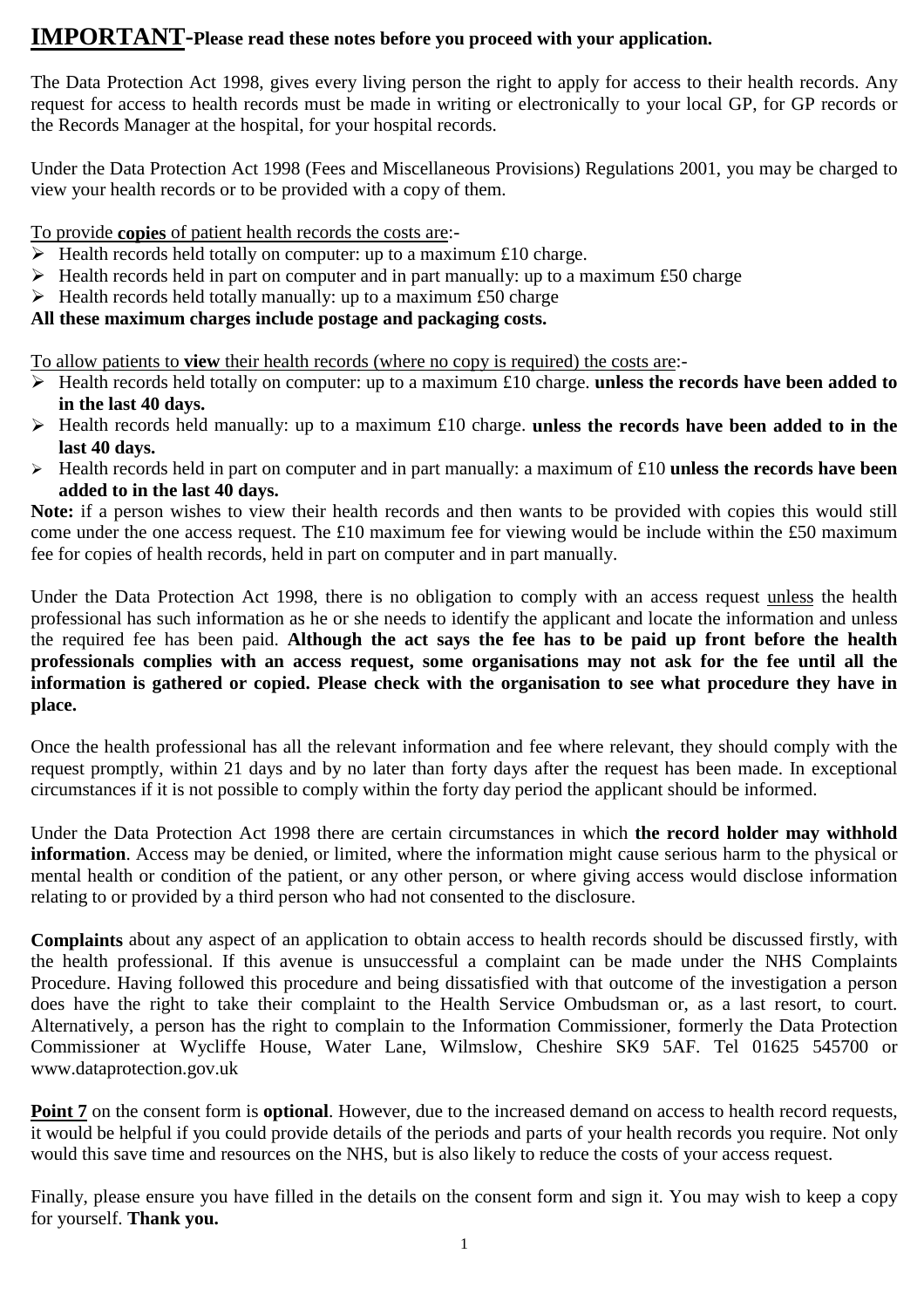# IMPORTANT-Please read these notes before you proceed with your application.

The Data Protection Act 1998, gives every living person the right to apply for access to their health records. Any request for access to health records must be made in writing or electronically to your local GP, for GP records or the Records Manager at the hospital, for your hospital records.

Under the Data Protection Act 1998 (Fees and Miscellaneous Provisions) Regulations 2001, you may be charged to view your health records or to be provided with a copy of them.

To provide **copies** of patient health records the costs are:-

- Health records held totally on computer: up to a maximum £10 charge.
- Health records held in part on computer and in part manually: up to a maximum £50 charge
- Health records held totally manually: up to a maximum £50 charge

**All these maximum charges include postage and packaging costs.**

To allow patients to **view** their health records (where no copy is required) the costs are:-

- Health records held totally on computer: up to a maximum £10 charge. **unless the records have been added to in the last 40 days.**
- Health records held manually: up to a maximum £10 charge. **unless the records have been added to in the last 40 days.**
- Health records held in part on computer and in part manually: a maximum of £10 **unless the records have been added to in the last 40 days.**

**Note:** if a person wishes to view their health records and then wants to be provided with copies this would still come under the one access request. The £10 maximum fee for viewing would be include within the £50 maximum fee for copies of health records, held in part on computer and in part manually.

Under the Data Protection Act 1998, there is no obligation to comply with an access request unless the health professional has such information as he or she needs to identify the applicant and locate the information and unless the required fee has been paid. **Although the act says the fee has to be paid up front before the health professionals complies with an access request, some organisations may not ask for the fee until all the information is gathered or copied. Please check with the organisation to see what procedure they have in place.**

Once the health professional has all the relevant information and fee where relevant, they should comply with the request promptly, within 21 days and by no later than forty days after the request has been made. In exceptional circumstances if it is not possible to comply within the forty day period the applicant should be informed.

Under the Data Protection Act 1998 there are certain circumstances in which **the record holder may withhold information**. Access may be denied, or limited, where the information might cause serious harm to the physical or mental health or condition of the patient, or any other person, or where giving access would disclose information relating to or provided by a third person who had not consented to the disclosure.

**Complaints** about any aspect of an application to obtain access to health records should be discussed firstly, with the health professional. If this avenue is unsuccessful a complaint can be made under the NHS Complaints Procedure. Having followed this procedure and being dissatisfied with that outcome of the investigation a person does have the right to take their complaint to the Health Service Ombudsman or, as a last resort, to court. Alternatively, a person has the right to complain to the Information Commissioner, formerly the Data Protection Commissioner at Wycliffe House, Water Lane, Wilmslow, Cheshire SK9 5AF. Tel 01625 545700 or www.dataprotection.gov.uk

**Point 7** on the consent form is **optional**. However, due to the increased demand on access to health record requests, it would be helpful if you could provide details of the periods and parts of your health records you require. Not only would this save time and resources on the NHS, but is also likely to reduce the costs of your access request.

Finally, please ensure you have filled in the details on the consent form and sign it. You may wish to keep a copy for yourself. **Thank you.**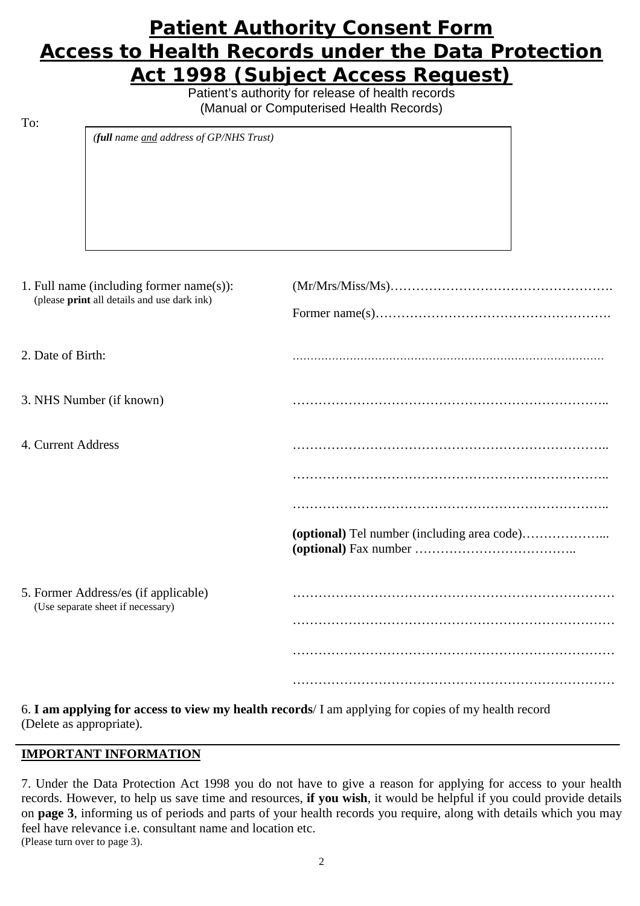# Patient Authority Consent Form
# Access to Health Records under the Data Protection Act 1998 (Subject Access Request)

Patient's authority for release of health records
(Manual or Computerised Health Records)

To:

| *(**full** name and address of GP/NHS Trust)* |
|---|
| |

1. Full name (including former name(s)): (please **print** all details and use dark ink) — (Mr/Mrs/Miss/Ms)…………………………………………….

   Former name(s)……………………………………………….

2. Date of Birth: ………………………………………………………………………

3. NHS Number (if known) ……………………………………………………………..

4. Current Address ……………………………………………………………..

   ……………………………………………………………..

   ……………………………………………………………..

   **(optional)** Tel number (including area code)………………...
   **(optional)** Fax number ………………………………..

5. Former Address/es (if applicable) (Use separate sheet if necessary) ………………………………………………………………

   ………………………………………………………………

   ………………………………………………………………

   ………………………………………………………………

6. **I am applying for access to view my health records**/ I am applying for copies of my health record (Delete as appropriate).

---

## IMPORTANT INFORMATION

7. Under the Data Protection Act 1998 you do not have to give a reason for applying for access to your health records. However, to help us save time and resources, **if you wish**, it would be helpful if you could provide details on **page 3**, informing us of periods and parts of your health records you require, along with details which you may feel have relevance i.e. consultant name and location etc.
(Please turn over to page 3).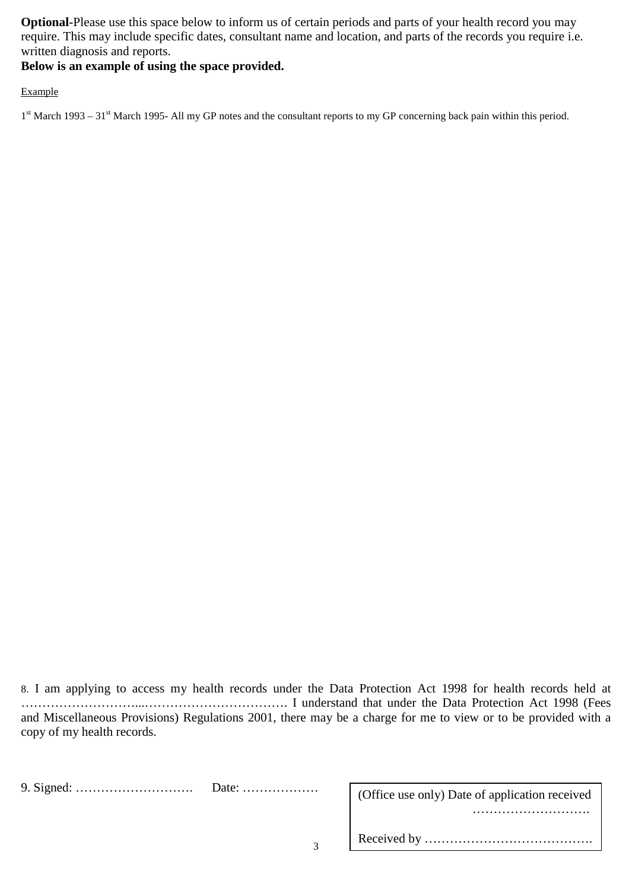**Optional**-Please use this space below to inform us of certain periods and parts of your health record you may require. This may include specific dates, consultant name and location, and parts of the records you require i.e. written diagnosis and reports.

**Below is an example of using the space provided.**

Example

1st March 1993 – 31st March 1995- All my GP notes and the consultant reports to my GP concerning back pain within this period.

8. I am applying to access my health records under the Data Protection Act 1998 for health records held at ……………………....……………………………. I understand that under the Data Protection Act 1998 (Fees and Miscellaneous Provisions) Regulations 2001, there may be a charge for me to view or to be provided with a copy of my health records.

9. Signed: ………………………. Date: ………………

(Office use only) Date of application received ……………………….

Received by ………………………………….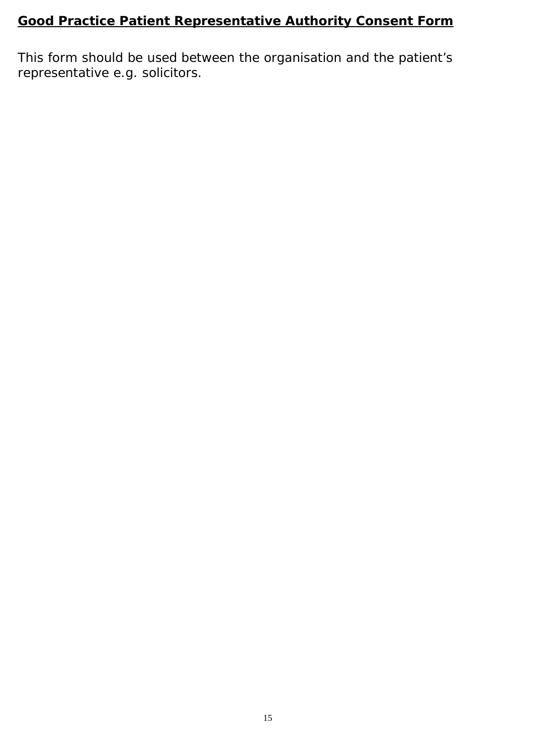## **Good Practice Patient Representative Authority Consent Form**

This form should be used between the organisation and the patient's representative e.g. solicitors.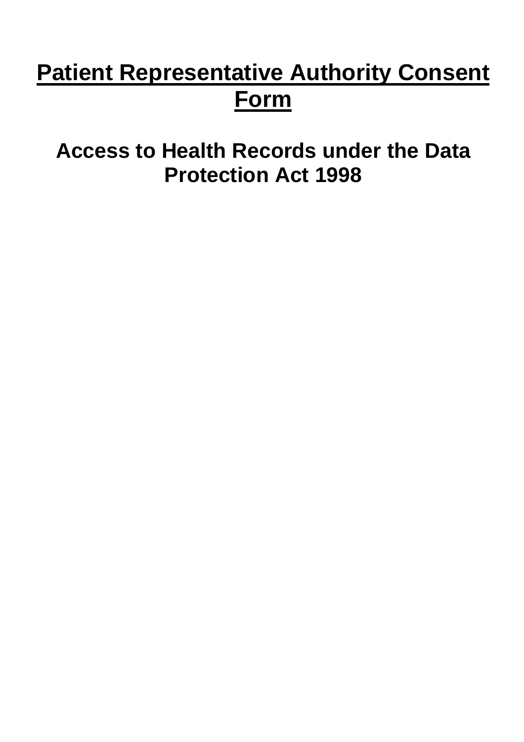# Patient Representative Authority Consent Form

## Access to Health Records under the Data Protection Act 1998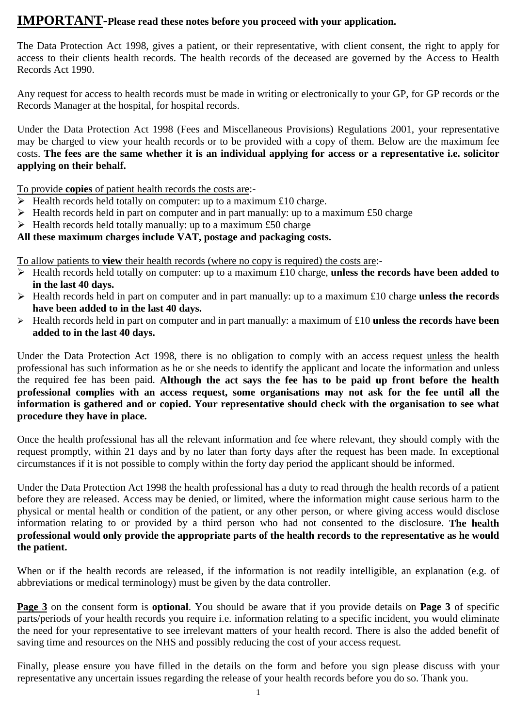# **IMPORTANT**-**Please read these notes before you proceed with your application.**

The Data Protection Act 1998, gives a patient, or their representative, with client consent, the right to apply for access to their clients health records. The health records of the deceased are governed by the Access to Health Records Act 1990.

Any request for access to health records must be made in writing or electronically to your GP, for GP records or the Records Manager at the hospital, for hospital records.

Under the Data Protection Act 1998 (Fees and Miscellaneous Provisions) Regulations 2001, your representative may be charged to view your health records or to be provided with a copy of them. Below are the maximum fee costs. **The fees are the same whether it is an individual applying for access or a representative i.e. solicitor applying on their behalf.**

To provide **copies** of patient health records the costs are:-

- Health records held totally on computer: up to a maximum £10 charge.
- Health records held in part on computer and in part manually: up to a maximum £50 charge
- Health records held totally manually: up to a maximum £50 charge

**All these maximum charges include VAT, postage and packaging costs.**

To allow patients to **view** their health records (where no copy is required) the costs are:-

- Health records held totally on computer: up to a maximum £10 charge, **unless the records have been added to in the last 40 days.**
- Health records held in part on computer and in part manually: up to a maximum £10 charge **unless the records have been added to in the last 40 days.**
- Health records held in part on computer and in part manually: a maximum of £10 **unless the records have been added to in the last 40 days.**

Under the Data Protection Act 1998, there is no obligation to comply with an access request unless the health professional has such information as he or she needs to identify the applicant and locate the information and unless the required fee has been paid. **Although the act says the fee has to be paid up front before the health professional complies with an access request, some organisations may not ask for the fee until all the information is gathered and or copied. Your representative should check with the organisation to see what procedure they have in place.**

Once the health professional has all the relevant information and fee where relevant, they should comply with the request promptly, within 21 days and by no later than forty days after the request has been made. In exceptional circumstances if it is not possible to comply within the forty day period the applicant should be informed.

Under the Data Protection Act 1998 the health professional has a duty to read through the health records of a patient before they are released. Access may be denied, or limited, where the information might cause serious harm to the physical or mental health or condition of the patient, or any other person, or where giving access would disclose information relating to or provided by a third person who had not consented to the disclosure. **The health professional would only provide the appropriate parts of the health records to the representative as he would the patient.**

When or if the health records are released, if the information is not readily intelligible, an explanation (e.g. of abbreviations or medical terminology) must be given by the data controller.

**Page 3** on the consent form is **optional**. You should be aware that if you provide details on **Page 3** of specific parts/periods of your health records you require i.e. information relating to a specific incident, you would eliminate the need for your representative to see irrelevant matters of your health record. There is also the added benefit of saving time and resources on the NHS and possibly reducing the cost of your access request.

Finally, please ensure you have filled in the details on the form and before you sign please discuss with your representative any uncertain issues regarding the release of your health records before you do so. Thank you.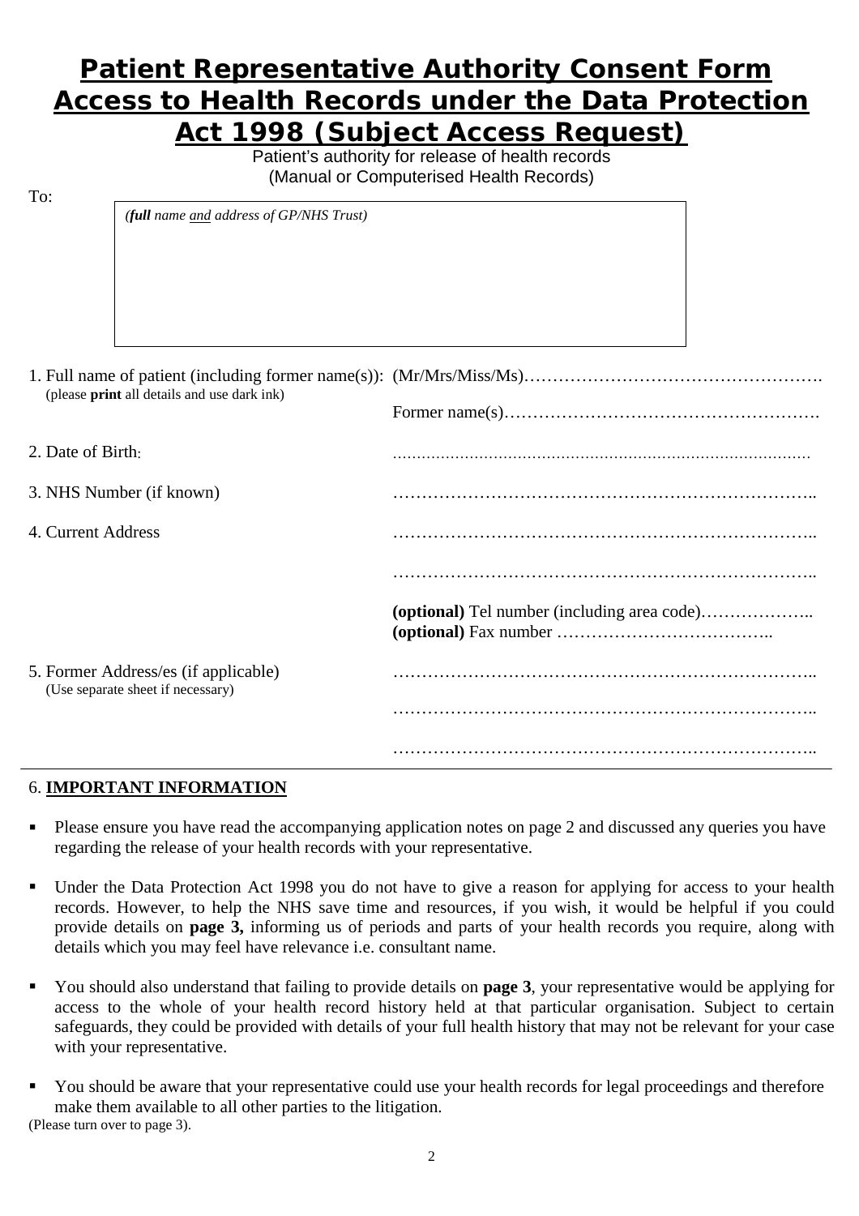# Patient Representative Authority Consent Form Access to Health Records under the Data Protection Act 1998 (Subject Access Request)

Patient's authority for release of health records
(Manual or Computerised Health Records)

To:

*(**full** name and address of GP/NHS Trust)*

1. Full name of patient (including former name(s)): (Mr/Mrs/Miss/Ms)…………………………………………….
   (please **print** all details and use dark ink)

   Former name(s)……………………………………………….

2. Date of Birth: ……………………………………………………………………………

3. NHS Number (if known) ……………………………………………………………..

4. Current Address ……………………………………………………………..

   ……………………………………………………………..

   **(optional)** Tel number (including area code)………………..
   **(optional)** Fax number ………………………………..

5. Former Address/es (if applicable) ……………………………………………………………..
   (Use separate sheet if necessary)

   ……………………………………………………………..

   ……………………………………………………………..

6. **IMPORTANT INFORMATION**

- Please ensure you have read the accompanying application notes on page 2 and discussed any queries you have regarding the release of your health records with your representative.
- Under the Data Protection Act 1998 you do not have to give a reason for applying for access to your health records. However, to help the NHS save time and resources, if you wish, it would be helpful if you could provide details on **page 3,** informing us of periods and parts of your health records you require, along with details which you may feel have relevance i.e. consultant name.
- You should also understand that failing to provide details on **page 3**, your representative would be applying for access to the whole of your health record history held at that particular organisation. Subject to certain safeguards, they could be provided with details of your full health history that may not be relevant for your case with your representative.
- You should be aware that your representative could use your health records for legal proceedings and therefore make them available to all other parties to the litigation.

(Please turn over to page 3).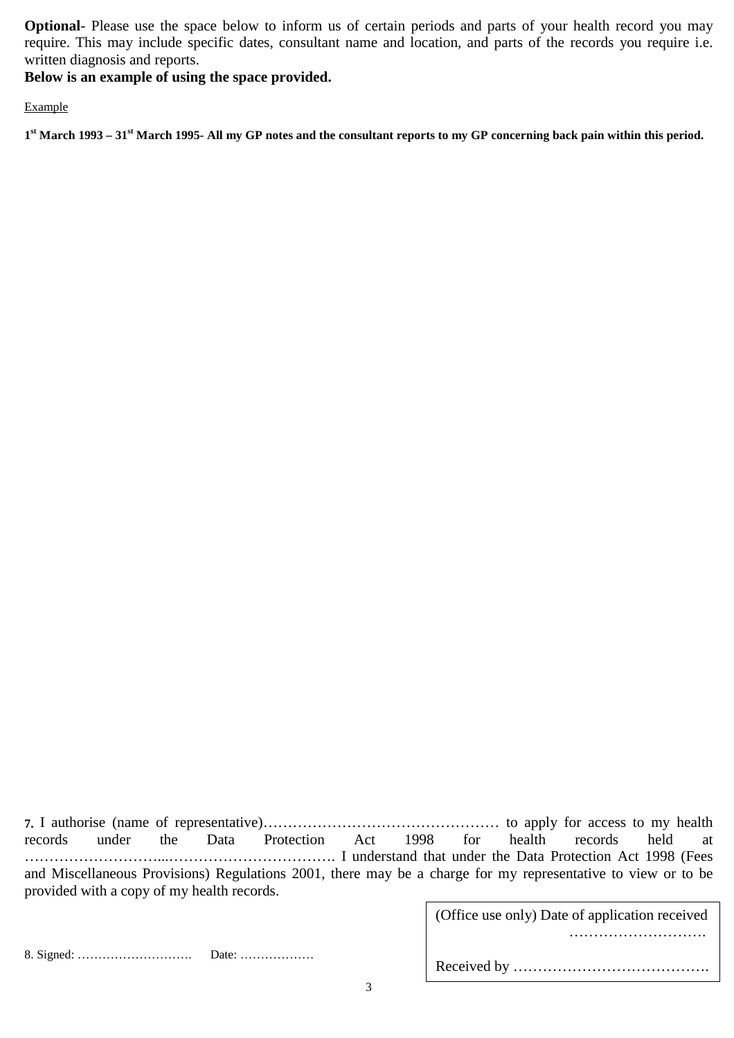**Optional**- Please use the space below to inform us of certain periods and parts of your health record you may require. This may include specific dates, consultant name and location, and parts of the records you require i.e. written diagnosis and reports.

**Below is an example of using the space provided.**

Example

**1st March 1993 – 31st March 1995- All my GP notes and the consultant reports to my GP concerning back pain within this period.**

**7.** I authorise (name of representative)………………………………………… to apply for access to my health records under the Data Protection Act 1998 for health records held at ………………………...……………………………. I understand that under the Data Protection Act 1998 (Fees and Miscellaneous Provisions) Regulations 2001, there may be a charge for my representative to view or to be provided with a copy of my health records.

8. Signed: ………………………. Date: ………………

(Office use only) Date of application received ……………………….

Received by ………………………………….